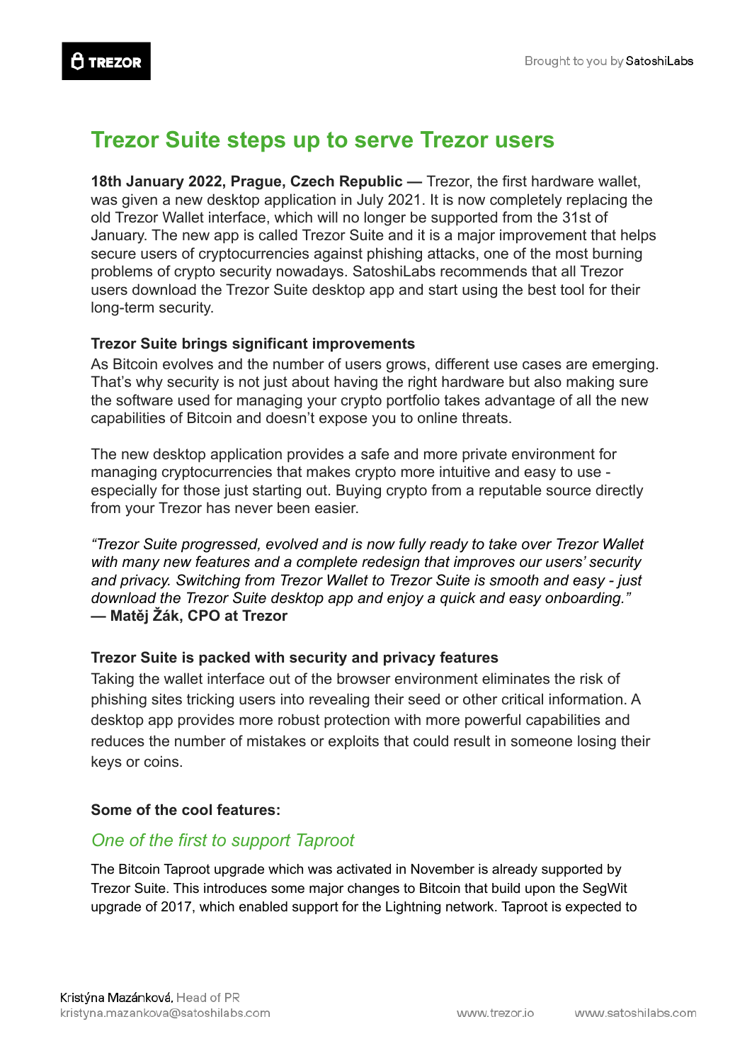# Trezor Suite steps up to serve Trezor users

**18th January 2022, Prague, Czech Republic —** Trezor, the first hardware wallet, was given a new desktop application in July 2021. It is now completely replacing the old Trezor Wallet interface, which will no longer be supported from the 31st of January. The new app is called Trezor Suite and it is a major improvement that helps secure users of cryptocurrencies against phishing attacks, one of the most burning problems of crypto security nowadays. SatoshiLabs recommends that all Trezor users download the Trezor Suite desktop app and start using the best tool for their long-term security.

**Trezor Suite brings significant improvements**

As Bitcoin evolves and the number of users grows, different use cases are emerging. That's why security is not just about having the right hardware but also making sure the software used for managing your crypto portfolio takes advantage of all the new capabilities of Bitcoin and doesn't expose you to online threats.

The new desktop application provides a safe and more private environment for managing cryptocurrencies that makes crypto more intuitive and easy to use - especially for those just starting out. Buying crypto from a reputable source directly from your Trezor has never been easier.

*"Trezor Suite progressed, evolved and is now fully ready to take over Trezor Wallet with many new features and a complete redesign that improves our users' security and privacy. Switching from Trezor Wallet to Trezor Suite is smooth and easy - just download the Trezor Suite desktop app and enjoy a quick and easy onboarding."*
**— Matěj Žák, CPO at Trezor**

**Trezor Suite is packed with security and privacy features**

Taking the wallet interface out of the browser environment eliminates the risk of phishing sites tricking users into revealing their seed or other critical information. A desktop app provides more robust protection with more powerful capabilities and reduces the number of mistakes or exploits that could result in someone losing their keys or coins.

**Some of the cool features:**

### *One of the first to support Taproot*

The Bitcoin Taproot upgrade which was activated in November is already supported by Trezor Suite. This introduces some major changes to Bitcoin that build upon the SegWit upgrade of 2017, which enabled support for the Lightning network. Taproot is expected to

Kristýna Mazánková, Head of PR
kristyna.mazankova@satoshilabs.com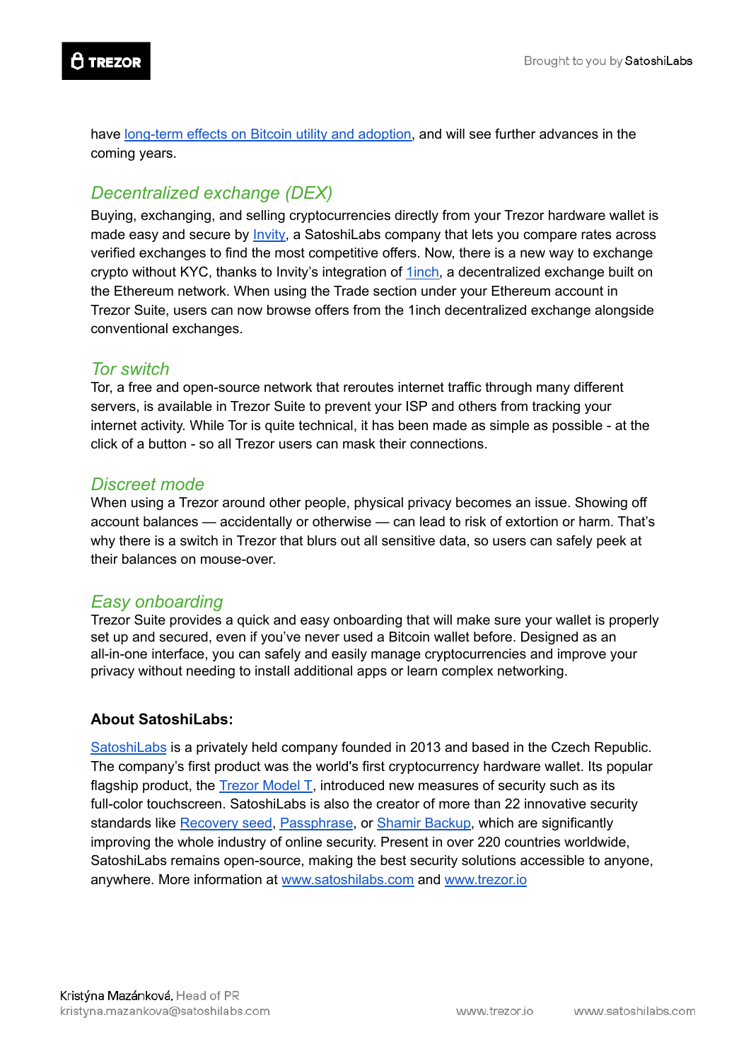have long-term effects on Bitcoin utility and adoption, and will see further advances in the coming years.

## *Decentralized exchange (DEX)*

Buying, exchanging, and selling cryptocurrencies directly from your Trezor hardware wallet is made easy and secure by Invity, a SatoshiLabs company that lets you compare rates across verified exchanges to find the most competitive offers. Now, there is a new way to exchange crypto without KYC, thanks to Invity's integration of 1inch, a decentralized exchange built on the Ethereum network. When using the Trade section under your Ethereum account in Trezor Suite, users can now browse offers from the 1inch decentralized exchange alongside conventional exchanges.

## *Tor switch*

Tor, a free and open-source network that reroutes internet traffic through many different servers, is available in Trezor Suite to prevent your ISP and others from tracking your internet activity. While Tor is quite technical, it has been made as simple as possible - at the click of a button - so all Trezor users can mask their connections.

## *Discreet mode*

When using a Trezor around other people, physical privacy becomes an issue. Showing off account balances — accidentally or otherwise — can lead to risk of extortion or harm. That's why there is a switch in Trezor that blurs out all sensitive data, so users can safely peek at their balances on mouse-over.

## *Easy onboarding*

Trezor Suite provides a quick and easy onboarding that will make sure your wallet is properly set up and secured, even if you've never used a Bitcoin wallet before. Designed as an all-in-one interface, you can safely and easily manage cryptocurrencies and improve your privacy without needing to install additional apps or learn complex networking.

**About SatoshiLabs:**

SatoshiLabs is a privately held company founded in 2013 and based in the Czech Republic. The company's first product was the world's first cryptocurrency hardware wallet. Its popular flagship product, the Trezor Model T, introduced new measures of security such as its full-color touchscreen. SatoshiLabs is also the creator of more than 22 innovative security standards like Recovery seed, Passphrase, or Shamir Backup, which are significantly improving the whole industry of online security. Present in over 220 countries worldwide, SatoshiLabs remains open-source, making the best security solutions accessible to anyone, anywhere. More information at www.satoshilabs.com and www.trezor.io

Kristýna Mazánková, Head of PR
kristyna.mazankova@satoshilabs.com